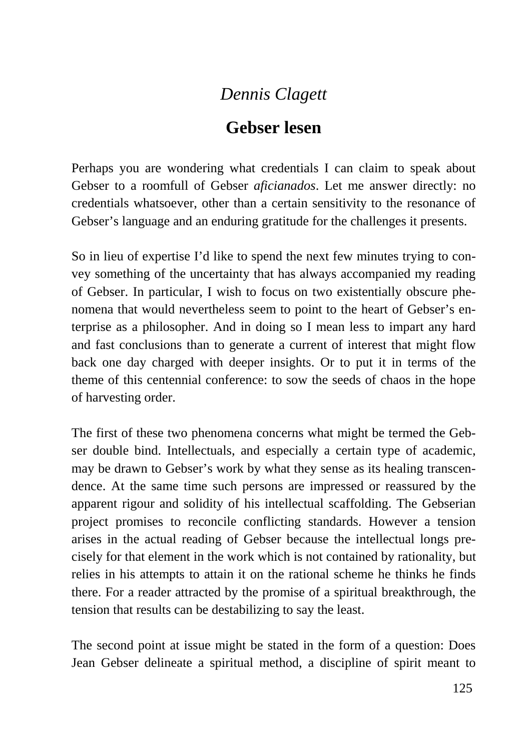*Dennis Clagett*

# Gebser lesen

Perhaps you are wondering what credentials I can claim to speak about Gebser to a roomfull of Gebser *aficianados*. Let me answer directly: no credentials whatsoever, other than a certain sensitivity to the resonance of Gebser's language and an enduring gratitude for the challenges it presents.

So in lieu of expertise I'd like to spend the next few minutes trying to convey something of the uncertainty that has always accompanied my reading of Gebser. In particular, I wish to focus on two existentially obscure phenomena that would nevertheless seem to point to the heart of Gebser's enterprise as a philosopher. And in doing so I mean less to impart any hard and fast conclusions than to generate a current of interest that might flow back one day charged with deeper insights. Or to put it in terms of the theme of this centennial conference: to sow the seeds of chaos in the hope of harvesting order.

The first of these two phenomena concerns what might be termed the Gebser double bind. Intellectuals, and especially a certain type of academic, may be drawn to Gebser's work by what they sense as its healing transcendence. At the same time such persons are impressed or reassured by the apparent rigour and solidity of his intellectual scaffolding. The Gebserian project promises to reconcile conflicting standards. However a tension arises in the actual reading of Gebser because the intellectual longs precisely for that element in the work which is not contained by rationality, but relies in his attempts to attain it on the rational scheme he thinks he finds there. For a reader attracted by the promise of a spiritual breakthrough, the tension that results can be destabilizing to say the least.

The second point at issue might be stated in the form of a question: Does Jean Gebser delineate a spiritual method, a discipline of spirit meant to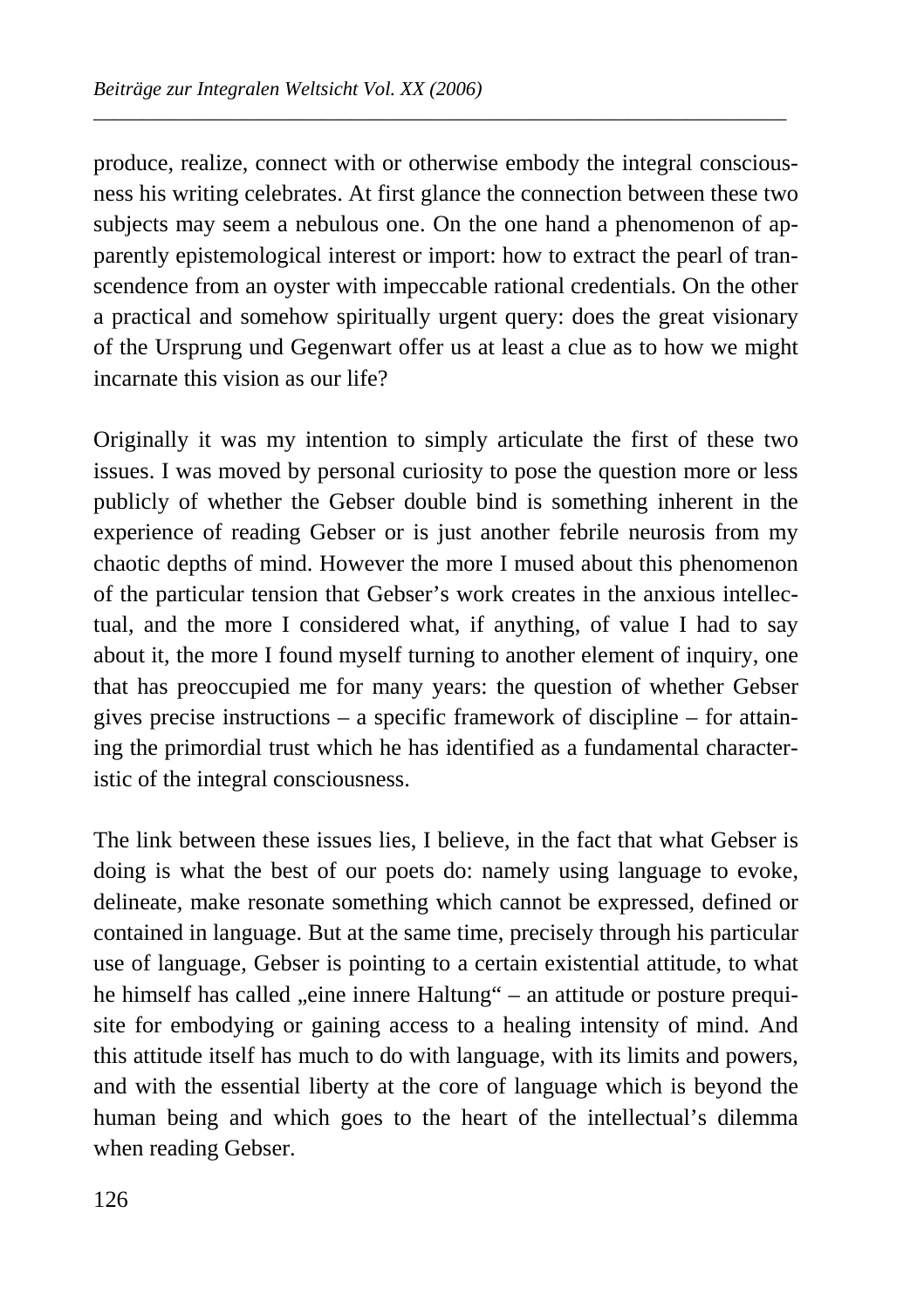produce, realize, connect with or otherwise embody the integral consciousness his writing celebrates. At first glance the connection between these two subjects may seem a nebulous one. On the one hand a phenomenon of apparently epistemological interest or import: how to extract the pearl of transcendence from an oyster with impeccable rational credentials. On the other a practical and somehow spiritually urgent query: does the great visionary of the Ursprung und Gegenwart offer us at least a clue as to how we might incarnate this vision as our life?

Originally it was my intention to simply articulate the first of these two issues. I was moved by personal curiosity to pose the question more or less publicly of whether the Gebser double bind is something inherent in the experience of reading Gebser or is just another febrile neurosis from my chaotic depths of mind. However the more I mused about this phenomenon of the particular tension that Gebser's work creates in the anxious intellectual, and the more I considered what, if anything, of value I had to say about it, the more I found myself turning to another element of inquiry, one that has preoccupied me for many years: the question of whether Gebser gives precise instructions – a specific framework of discipline – for attaining the primordial trust which he has identified as a fundamental characteristic of the integral consciousness.

The link between these issues lies, I believe, in the fact that what Gebser is doing is what the best of our poets do: namely using language to evoke, delineate, make resonate something which cannot be expressed, defined or contained in language. But at the same time, precisely through his particular use of language, Gebser is pointing to a certain existential attitude, to what he himself has called „eine innere Haltung" – an attitude or posture prerequisite for embodying or gaining access to a healing intensity of mind. And this attitude itself has much to do with language, with its limits and powers, and with the essential liberty at the core of language which is beyond the human being and which goes to the heart of the intellectual's dilemma when reading Gebser.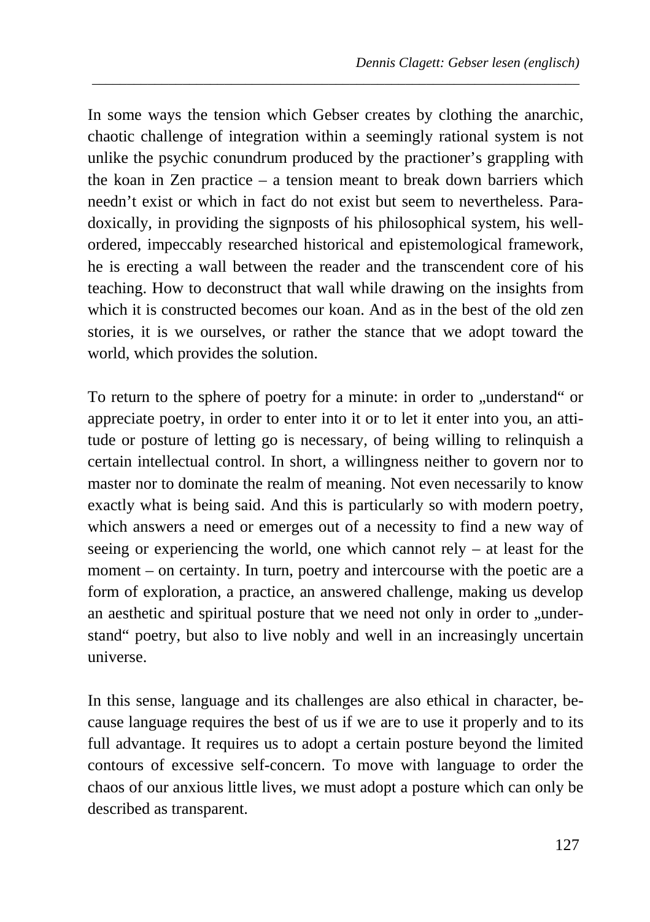In some ways the tension which Gebser creates by clothing the anarchic, chaotic challenge of integration within a seemingly rational system is not unlike the psychic conundrum produced by the practioner's grappling with the koan in Zen practice – a tension meant to break down barriers which needn't exist or which in fact do not exist but seem to nevertheless. Paradoxically, in providing the signposts of his philosophical system, his well-ordered, impeccably researched historical and epistemological framework, he is erecting a wall between the reader and the transcendent core of his teaching. How to deconstruct that wall while drawing on the insights from which it is constructed becomes our koan. And as in the best of the old zen stories, it is we ourselves, or rather the stance that we adopt toward the world, which provides the solution.

To return to the sphere of poetry for a minute: in order to „understand" or appreciate poetry, in order to enter into it or to let it enter into you, an attitude or posture of letting go is necessary, of being willing to relinquish a certain intellectual control. In short, a willingness neither to govern nor to master nor to dominate the realm of meaning. Not even necessarily to know exactly what is being said. And this is particularly so with modern poetry, which answers a need or emerges out of a necessity to find a new way of seeing or experiencing the world, one which cannot rely – at least for the moment – on certainty. In turn, poetry and intercourse with the poetic are a form of exploration, a practice, an answered challenge, making us develop an aesthetic and spiritual posture that we need not only in order to „understand" poetry, but also to live nobly and well in an increasingly uncertain universe.

In this sense, language and its challenges are also ethical in character, because language requires the best of us if we are to use it properly and to its full advantage. It requires us to adopt a certain posture beyond the limited contours of excessive self-concern. To move with language to order the chaos of our anxious little lives, we must adopt a posture which can only be described as transparent.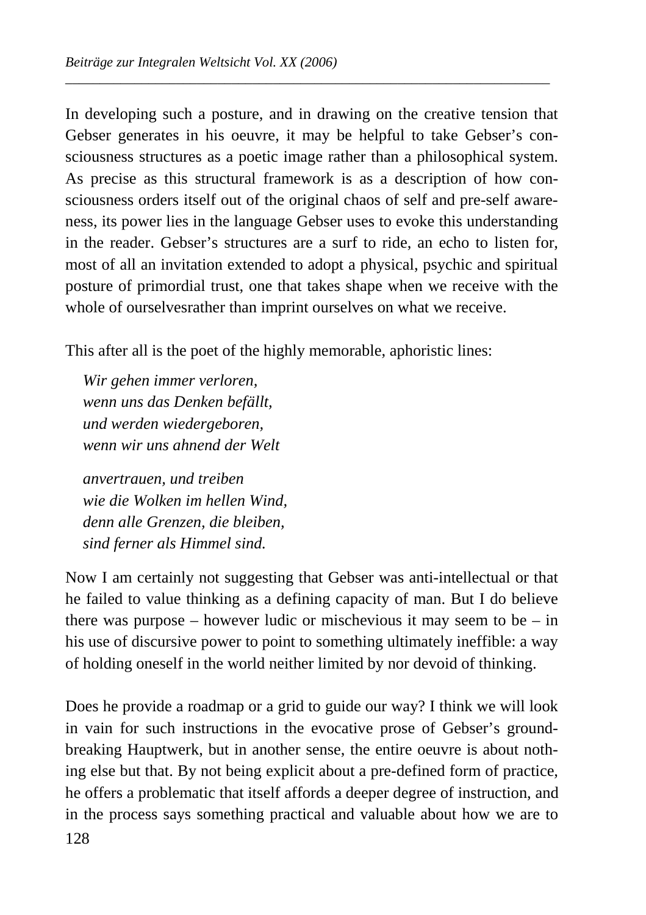In developing such a posture, and in drawing on the creative tension that Gebser generates in his oeuvre, it may be helpful to take Gebser's consciousness structures as a poetic image rather than a philosophical system. As precise as this structural framework is as a description of how consciousness orders itself out of the original chaos of self and pre-self awareness, its power lies in the language Gebser uses to evoke this understanding in the reader. Gebser's structures are a surf to ride, an echo to listen for, most of all an invitation extended to adopt a physical, psychic and spiritual posture of primordial trust, one that takes shape when we receive with the whole of ourselvesrather than imprint ourselves on what we receive.

This after all is the poet of the highly memorable, aphoristic lines:

> *Wir gehen immer verloren,*
> *wenn uns das Denken befällt,*
> *und werden wiedergeboren,*
> *wenn wir uns ahnend der Welt*
>
> *anvertrauen, und treiben*
> *wie die Wolken im hellen Wind,*
> *denn alle Grenzen, die bleiben,*
> *sind ferner als Himmel sind.*

Now I am certainly not suggesting that Gebser was anti-intellectual or that he failed to value thinking as a defining capacity of man. But I do believe there was purpose – however ludic or mischevious it may seem to be – in his use of discursive power to point to something ultimately ineffible: a way of holding oneself in the world neither limited by nor devoid of thinking.

Does he provide a roadmap or a grid to guide our way? I think we will look in vain for such instructions in the evocative prose of Gebser's groundbreaking Hauptwerk, but in another sense, the entire oeuvre is about nothing else but that. By not being explicit about a pre-defined form of practice, he offers a problematic that itself affords a deeper degree of instruction, and in the process says something practical and valuable about how we are to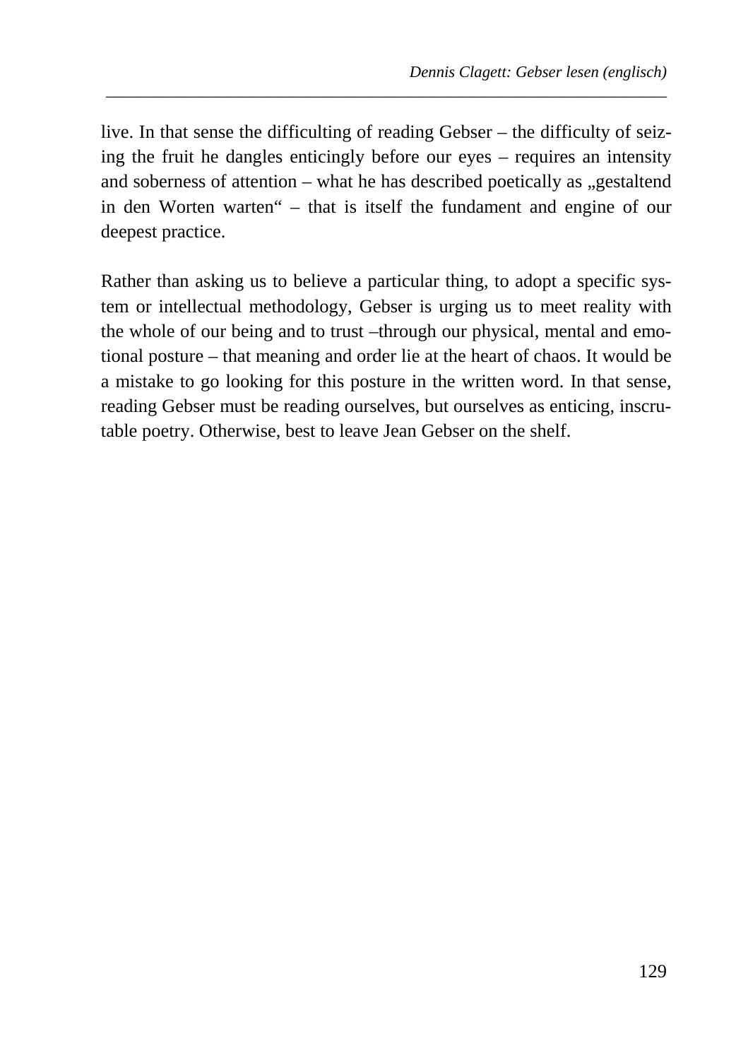live. In that sense the difficulting of reading Gebser – the difficulty of seizing the fruit he dangles enticingly before our eyes – requires an intensity and soberness of attention – what he has described poetically as „gestaltend in den Worten warten" – that is itself the fundament and engine of our deepest practice.

Rather than asking us to believe a particular thing, to adopt a specific system or intellectual methodology, Gebser is urging us to meet reality with the whole of our being and to trust –through our physical, mental and emotional posture – that meaning and order lie at the heart of chaos. It would be a mistake to go looking for this posture in the written word. In that sense, reading Gebser must be reading ourselves, but ourselves as enticing, inscrutable poetry. Otherwise, best to leave Jean Gebser on the shelf.